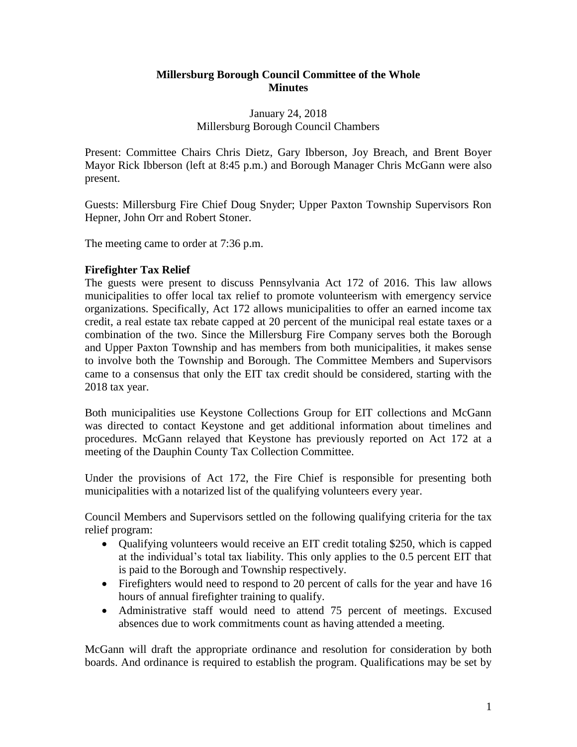**Millersburg Borough Council Committee of the Whole**
**Minutes**

January 24, 2018
Millersburg Borough Council Chambers

Present: Committee Chairs Chris Dietz, Gary Ibberson, Joy Breach, and Brent Boyer Mayor Rick Ibberson (left at 8:45 p.m.) and Borough Manager Chris McGann were also present.

Guests: Millersburg Fire Chief Doug Snyder; Upper Paxton Township Supervisors Ron Hepner, John Orr and Robert Stoner.

The meeting came to order at 7:36 p.m.

**Firefighter Tax Relief**

The guests were present to discuss Pennsylvania Act 172 of 2016. This law allows municipalities to offer local tax relief to promote volunteerism with emergency service organizations. Specifically, Act 172 allows municipalities to offer an earned income tax credit, a real estate tax rebate capped at 20 percent of the municipal real estate taxes or a combination of the two. Since the Millersburg Fire Company serves both the Borough and Upper Paxton Township and has members from both municipalities, it makes sense to involve both the Township and Borough. The Committee Members and Supervisors came to a consensus that only the EIT tax credit should be considered, starting with the 2018 tax year.

Both municipalities use Keystone Collections Group for EIT collections and McGann was directed to contact Keystone and get additional information about timelines and procedures. McGann relayed that Keystone has previously reported on Act 172 at a meeting of the Dauphin County Tax Collection Committee.

Under the provisions of Act 172, the Fire Chief is responsible for presenting both municipalities with a notarized list of the qualifying volunteers every year.

Council Members and Supervisors settled on the following qualifying criteria for the tax relief program:

- Qualifying volunteers would receive an EIT credit totaling $250, which is capped at the individual's total tax liability. This only applies to the 0.5 percent EIT that is paid to the Borough and Township respectively.
- Firefighters would need to respond to 20 percent of calls for the year and have 16 hours of annual firefighter training to qualify.
- Administrative staff would need to attend 75 percent of meetings. Excused absences due to work commitments count as having attended a meeting.

McGann will draft the appropriate ordinance and resolution for consideration by both boards. And ordinance is required to establish the program. Qualifications may be set by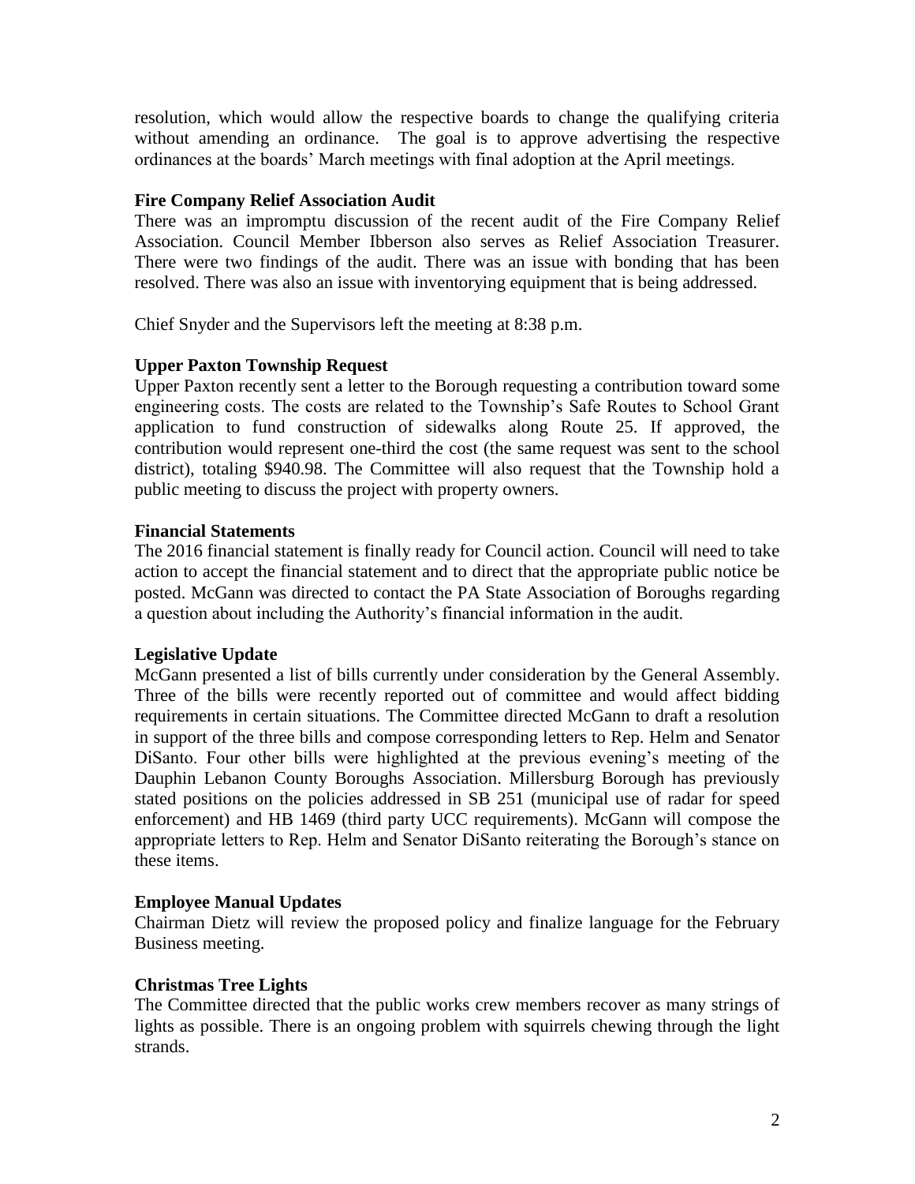resolution, which would allow the respective boards to change the qualifying criteria without amending an ordinance. The goal is to approve advertising the respective ordinances at the boards' March meetings with final adoption at the April meetings.

**Fire Company Relief Association Audit**

There was an impromptu discussion of the recent audit of the Fire Company Relief Association. Council Member Ibberson also serves as Relief Association Treasurer. There were two findings of the audit. There was an issue with bonding that has been resolved. There was also an issue with inventorying equipment that is being addressed.

Chief Snyder and the Supervisors left the meeting at 8:38 p.m.

**Upper Paxton Township Request**

Upper Paxton recently sent a letter to the Borough requesting a contribution toward some engineering costs. The costs are related to the Township's Safe Routes to School Grant application to fund construction of sidewalks along Route 25. If approved, the contribution would represent one-third the cost (the same request was sent to the school district), totaling $940.98. The Committee will also request that the Township hold a public meeting to discuss the project with property owners.

**Financial Statements**

The 2016 financial statement is finally ready for Council action. Council will need to take action to accept the financial statement and to direct that the appropriate public notice be posted. McGann was directed to contact the PA State Association of Boroughs regarding a question about including the Authority's financial information in the audit.

**Legislative Update**

McGann presented a list of bills currently under consideration by the General Assembly. Three of the bills were recently reported out of committee and would affect bidding requirements in certain situations. The Committee directed McGann to draft a resolution in support of the three bills and compose corresponding letters to Rep. Helm and Senator DiSanto. Four other bills were highlighted at the previous evening's meeting of the Dauphin Lebanon County Boroughs Association. Millersburg Borough has previously stated positions on the policies addressed in SB 251 (municipal use of radar for speed enforcement) and HB 1469 (third party UCC requirements). McGann will compose the appropriate letters to Rep. Helm and Senator DiSanto reiterating the Borough's stance on these items.

**Employee Manual Updates**

Chairman Dietz will review the proposed policy and finalize language for the February Business meeting.

**Christmas Tree Lights**

The Committee directed that the public works crew members recover as many strings of lights as possible. There is an ongoing problem with squirrels chewing through the light strands.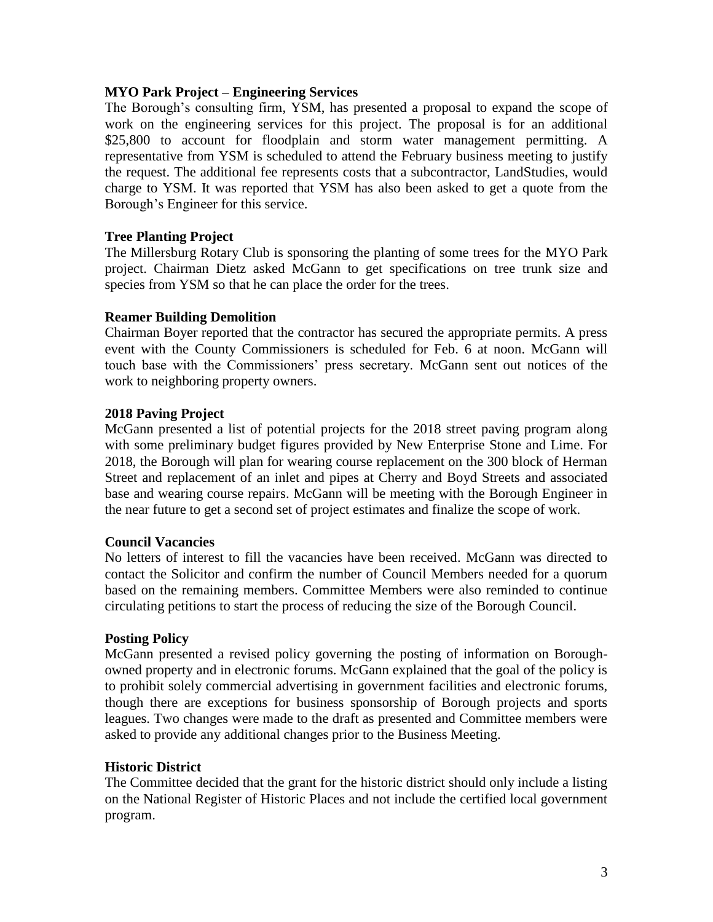**MYO Park Project – Engineering Services**

The Borough's consulting firm, YSM, has presented a proposal to expand the scope of work on the engineering services for this project. The proposal is for an additional $25,800 to account for floodplain and storm water management permitting. A representative from YSM is scheduled to attend the February business meeting to justify the request. The additional fee represents costs that a subcontractor, LandStudies, would charge to YSM. It was reported that YSM has also been asked to get a quote from the Borough's Engineer for this service.

**Tree Planting Project**

The Millersburg Rotary Club is sponsoring the planting of some trees for the MYO Park project. Chairman Dietz asked McGann to get specifications on tree trunk size and species from YSM so that he can place the order for the trees.

**Reamer Building Demolition**

Chairman Boyer reported that the contractor has secured the appropriate permits. A press event with the County Commissioners is scheduled for Feb. 6 at noon. McGann will touch base with the Commissioners' press secretary. McGann sent out notices of the work to neighboring property owners.

**2018 Paving Project**

McGann presented a list of potential projects for the 2018 street paving program along with some preliminary budget figures provided by New Enterprise Stone and Lime. For 2018, the Borough will plan for wearing course replacement on the 300 block of Herman Street and replacement of an inlet and pipes at Cherry and Boyd Streets and associated base and wearing course repairs. McGann will be meeting with the Borough Engineer in the near future to get a second set of project estimates and finalize the scope of work.

**Council Vacancies**

No letters of interest to fill the vacancies have been received. McGann was directed to contact the Solicitor and confirm the number of Council Members needed for a quorum based on the remaining members. Committee Members were also reminded to continue circulating petitions to start the process of reducing the size of the Borough Council.

**Posting Policy**

McGann presented a revised policy governing the posting of information on Borough-owned property and in electronic forums. McGann explained that the goal of the policy is to prohibit solely commercial advertising in government facilities and electronic forums, though there are exceptions for business sponsorship of Borough projects and sports leagues. Two changes were made to the draft as presented and Committee members were asked to provide any additional changes prior to the Business Meeting.

**Historic District**

The Committee decided that the grant for the historic district should only include a listing on the National Register of Historic Places and not include the certified local government program.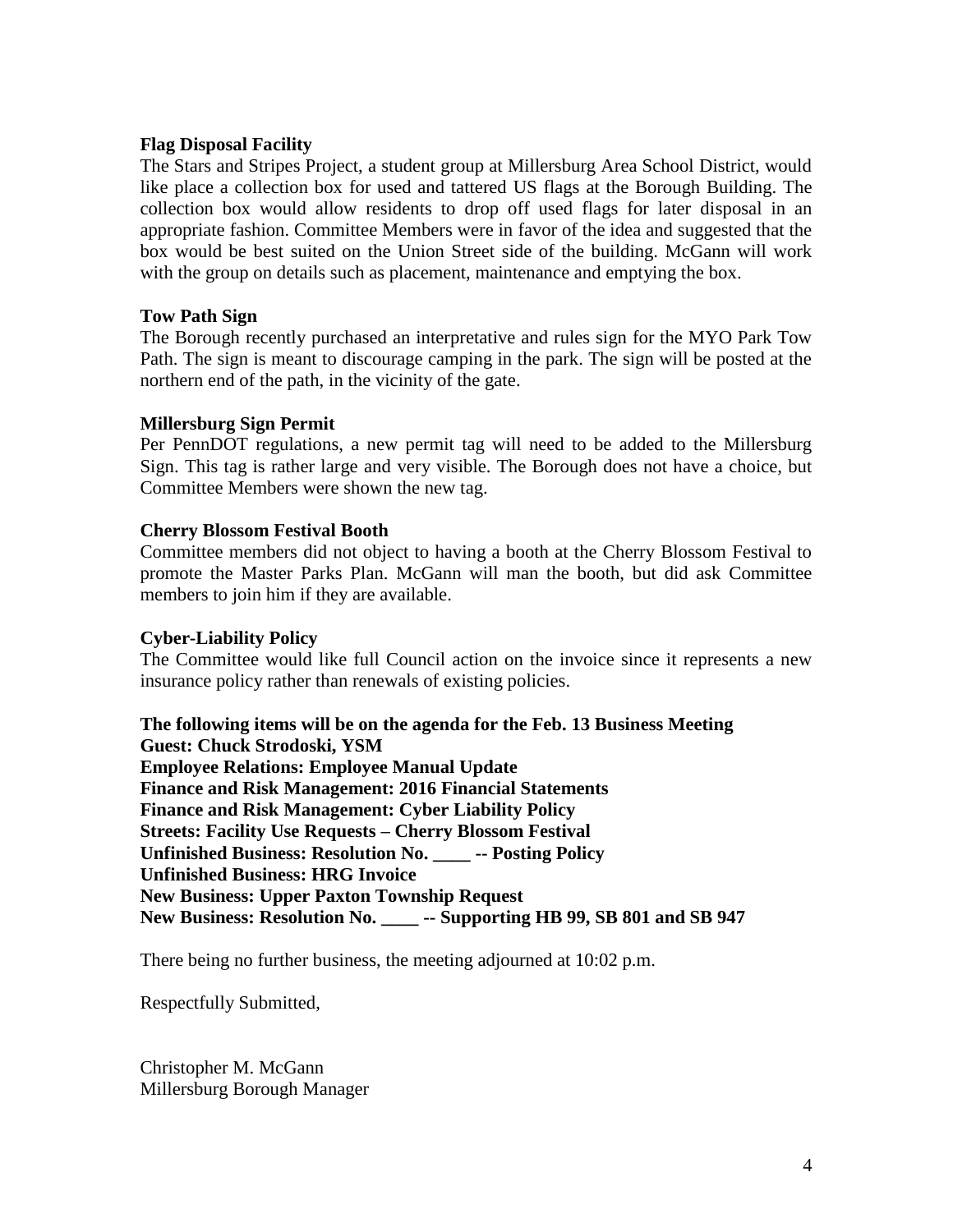**Flag Disposal Facility**

The Stars and Stripes Project, a student group at Millersburg Area School District, would like place a collection box for used and tattered US flags at the Borough Building. The collection box would allow residents to drop off used flags for later disposal in an appropriate fashion. Committee Members were in favor of the idea and suggested that the box would be best suited on the Union Street side of the building. McGann will work with the group on details such as placement, maintenance and emptying the box.

**Tow Path Sign**

The Borough recently purchased an interpretative and rules sign for the MYO Park Tow Path. The sign is meant to discourage camping in the park. The sign will be posted at the northern end of the path, in the vicinity of the gate.

**Millersburg Sign Permit**

Per PennDOT regulations, a new permit tag will need to be added to the Millersburg Sign. This tag is rather large and very visible. The Borough does not have a choice, but Committee Members were shown the new tag.

**Cherry Blossom Festival Booth**

Committee members did not object to having a booth at the Cherry Blossom Festival to promote the Master Parks Plan. McGann will man the booth, but did ask Committee members to join him if they are available.

**Cyber-Liability Policy**

The Committee would like full Council action on the invoice since it represents a new insurance policy rather than renewals of existing policies.

**The following items will be on the agenda for the Feb. 13 Business Meeting**
**Guest: Chuck Strodoski, YSM**
**Employee Relations: Employee Manual Update**
**Finance and Risk Management: 2016 Financial Statements**
**Finance and Risk Management: Cyber Liability Policy**
**Streets: Facility Use Requests – Cherry Blossom Festival**
**Unfinished Business: Resolution No. ____ -- Posting Policy**
**Unfinished Business: HRG Invoice**
**New Business: Upper Paxton Township Request**
**New Business: Resolution No. ____ -- Supporting HB 99, SB 801 and SB 947**

There being no further business, the meeting adjourned at 10:02 p.m.

Respectfully Submitted,

Christopher M. McGann
Millersburg Borough Manager